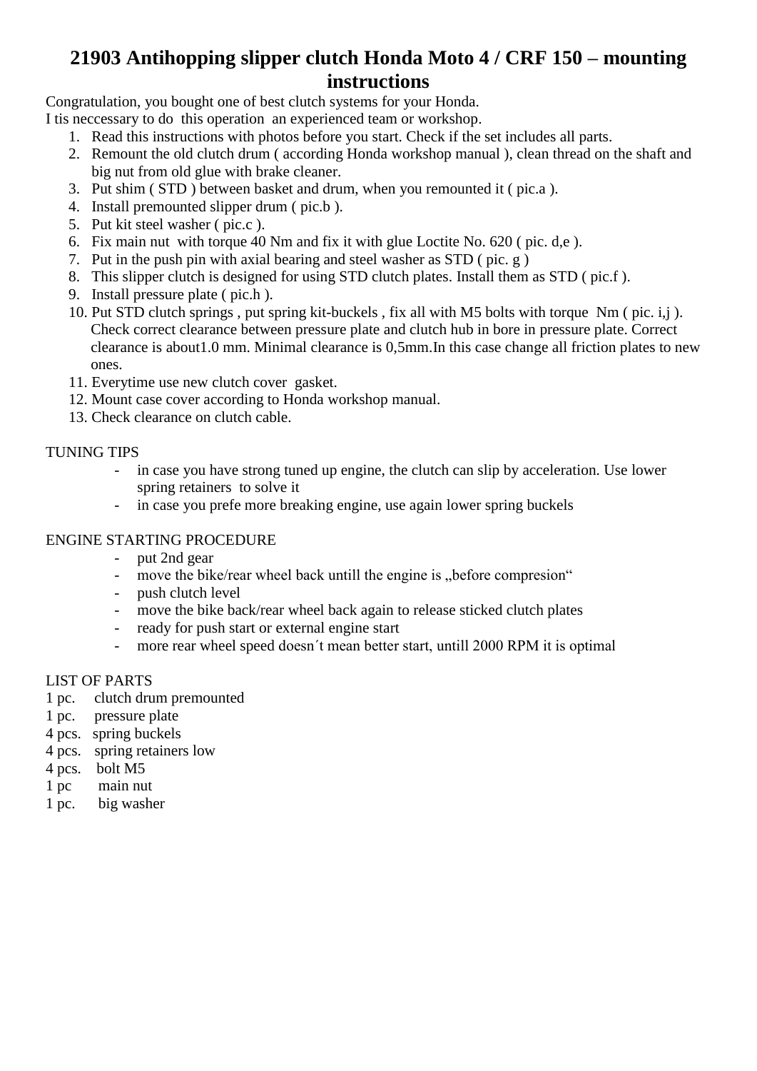# 21903 Antihopping slipper clutch Honda Moto 4 / CRF 150 – mounting instructions

Congratulation, you bought one of best clutch systems for your Honda.
I tis neccessary to do this operation an experienced team or workshop.

1. Read this instructions with photos before you start. Check if the set includes all parts.
2. Remount the old clutch drum ( according Honda workshop manual ), clean thread on the shaft and big nut from old glue with brake cleaner.
3. Put shim ( STD ) between basket and drum, when you remounted it ( pic.a ).
4. Install premounted slipper drum ( pic.b ).
5. Put kit steel washer ( pic.c ).
6. Fix main nut with torque 40 Nm and fix it with glue Loctite No. 620 ( pic. d,e ).
7. Put in the push pin with axial bearing and steel washer as STD ( pic. g )
8. This slipper clutch is designed for using STD clutch plates. Install them as STD ( pic.f ).
9. Install pressure plate ( pic.h ).
10. Put STD clutch springs , put spring kit-buckels , fix all with M5 bolts with torque Nm ( pic. i,j ). Check correct clearance between pressure plate and clutch hub in bore in pressure plate. Correct clearance is about1.0 mm. Minimal clearance is 0,5mm.In this case change all friction plates to new ones.
11. Everytime use new clutch cover gasket.
12. Mount case cover according to Honda workshop manual.
13. Check clearance on clutch cable.

TUNING TIPS

- in case you have strong tuned up engine, the clutch can slip by acceleration. Use lower spring retainers to solve it
- in case you prefe more breaking engine, use again lower spring buckels

ENGINE STARTING PROCEDURE

- put 2nd gear
- move the bike/rear wheel back untill the engine is „before compresion“
- push clutch level
- move the bike back/rear wheel back again to release sticked clutch plates
- ready for push start or external engine start
- more rear wheel speed doesn´t mean better start, untill 2000 RPM it is optimal

LIST OF PARTS

1 pc. clutch drum premounted
1 pc. pressure plate
4 pcs. spring buckels
4 pcs. spring retainers low
4 pcs. bolt M5
1 pc main nut
1 pc. big washer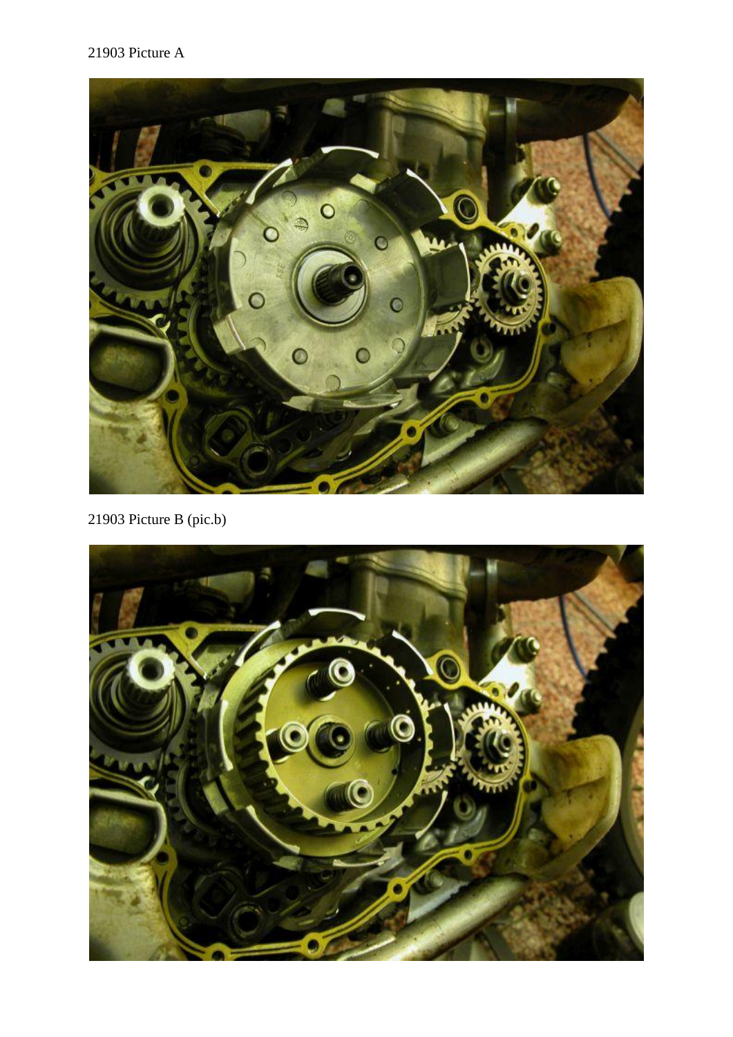21903 Picture A

21903 Picture B (pic.b)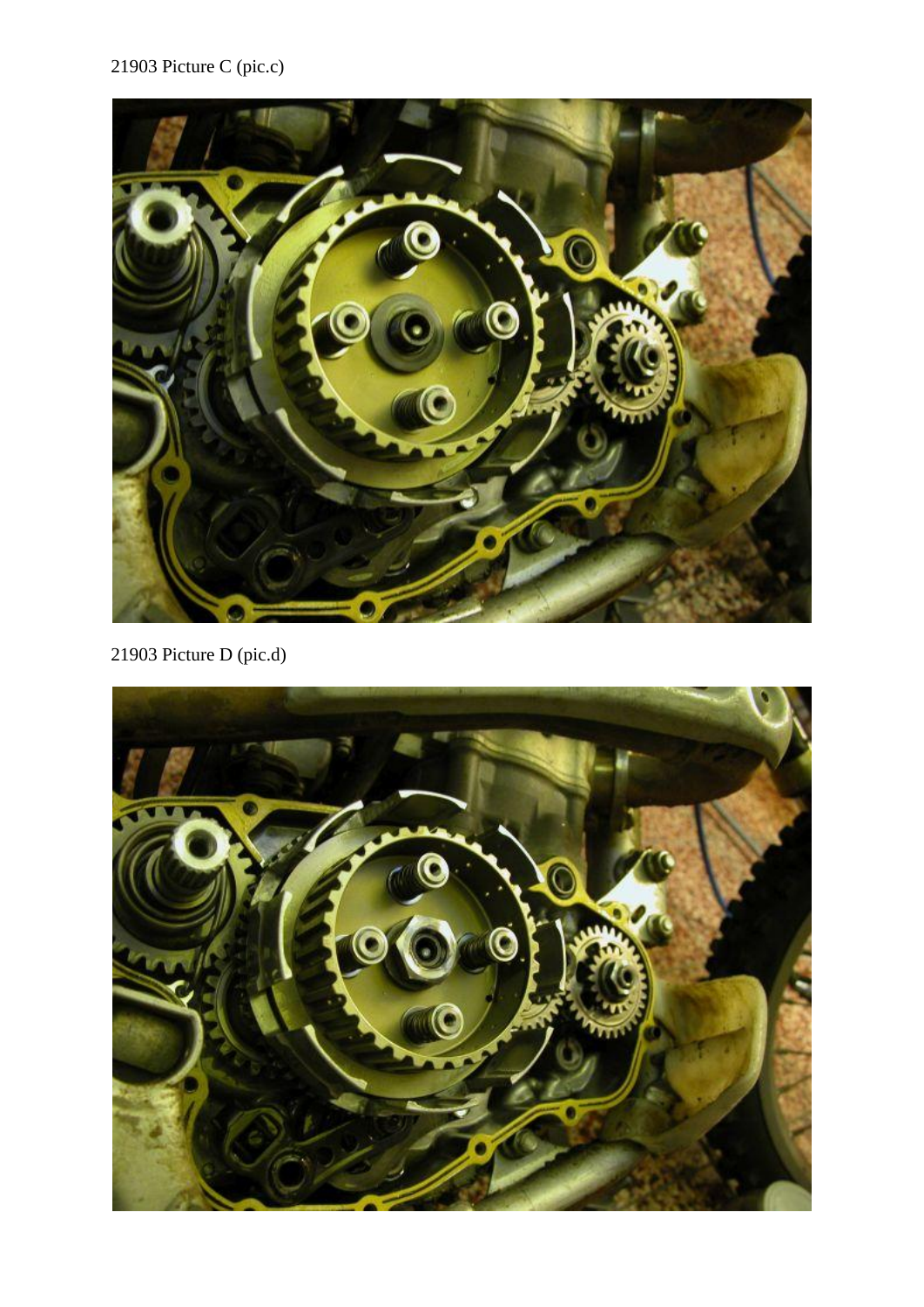21903 Picture C (pic.c)

21903 Picture D (pic.d)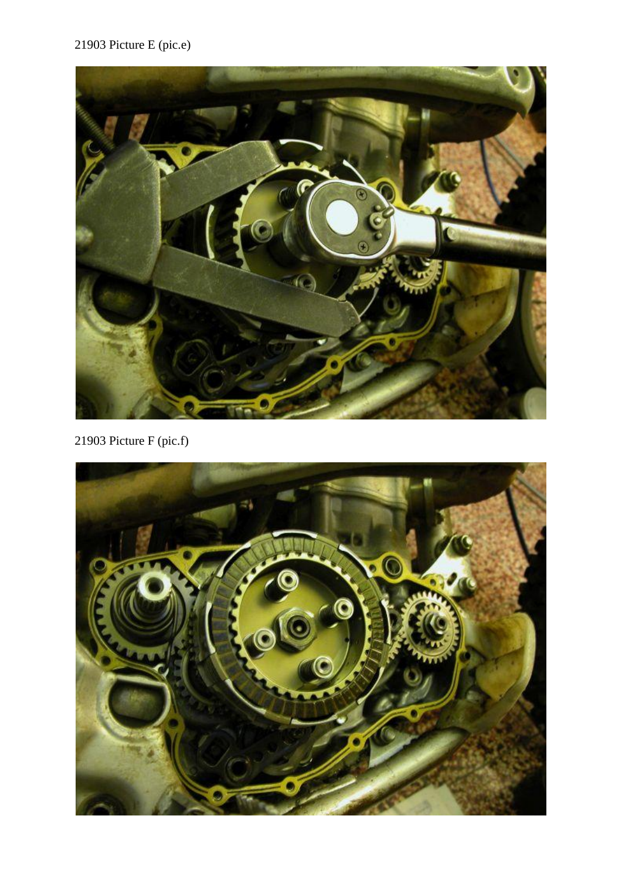21903 Picture E (pic.e)

21903 Picture F (pic.f)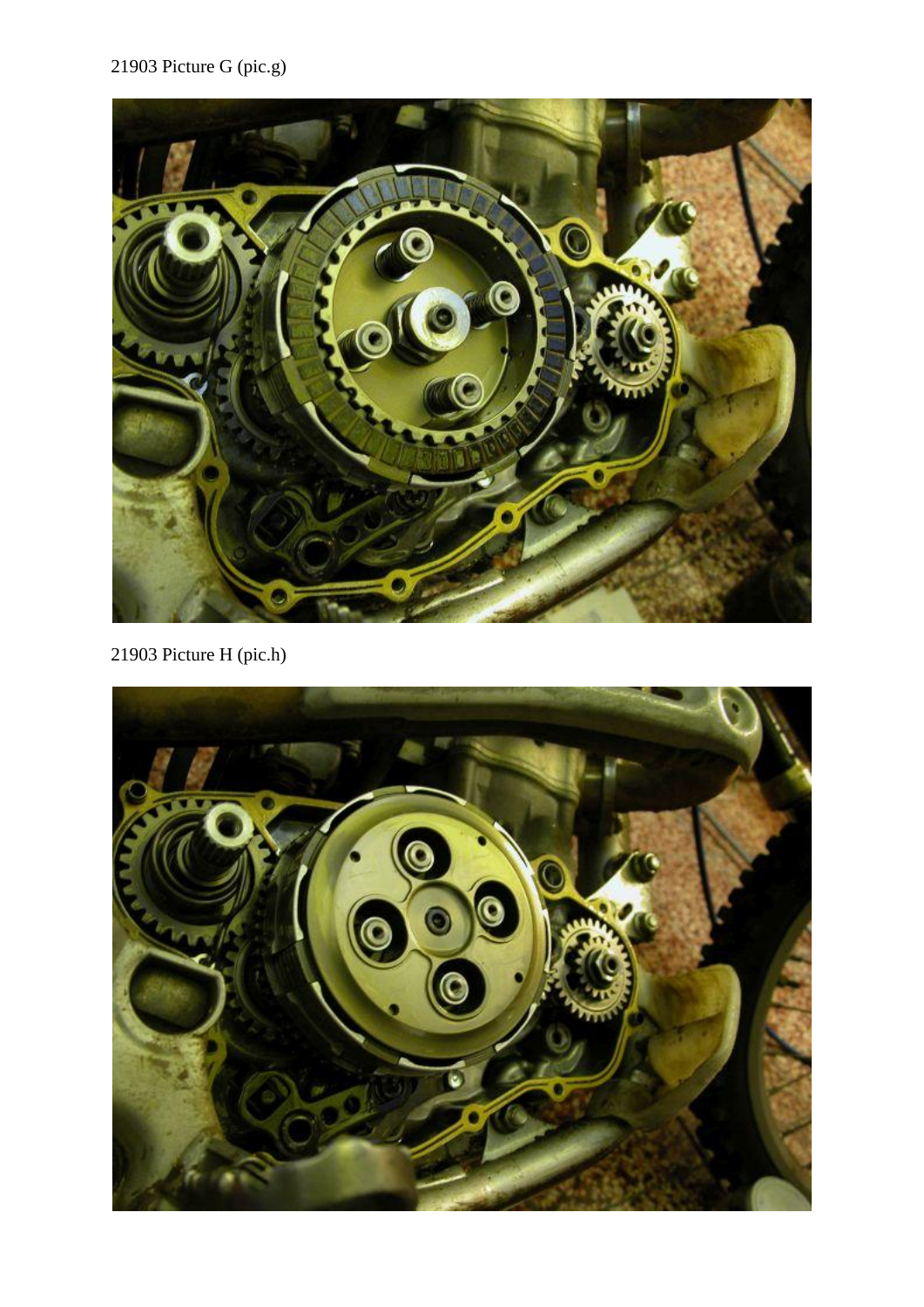21903 Picture G (pic.g)

21903 Picture H (pic.h)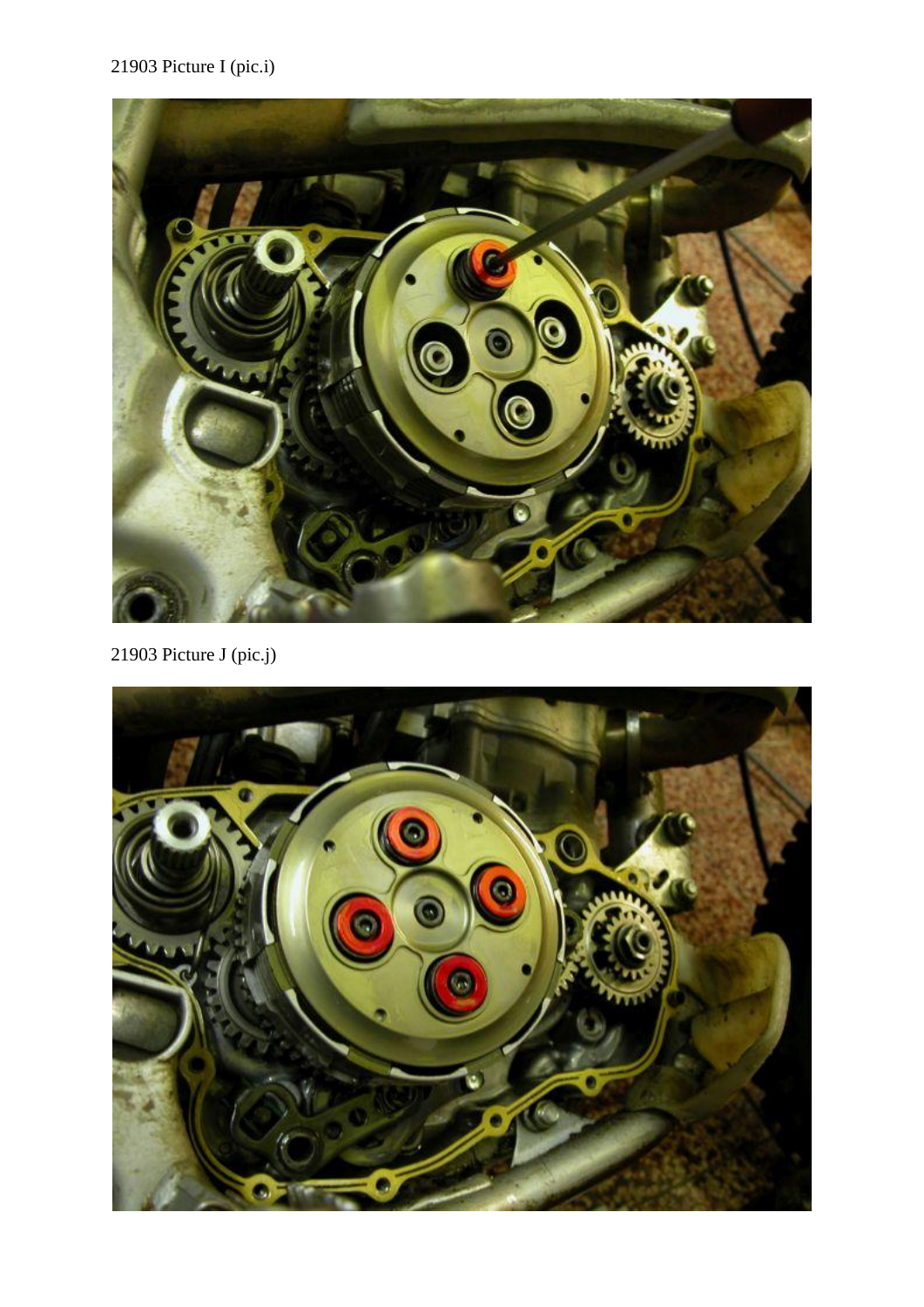21903 Picture I (pic.i)

21903 Picture J (pic.j)